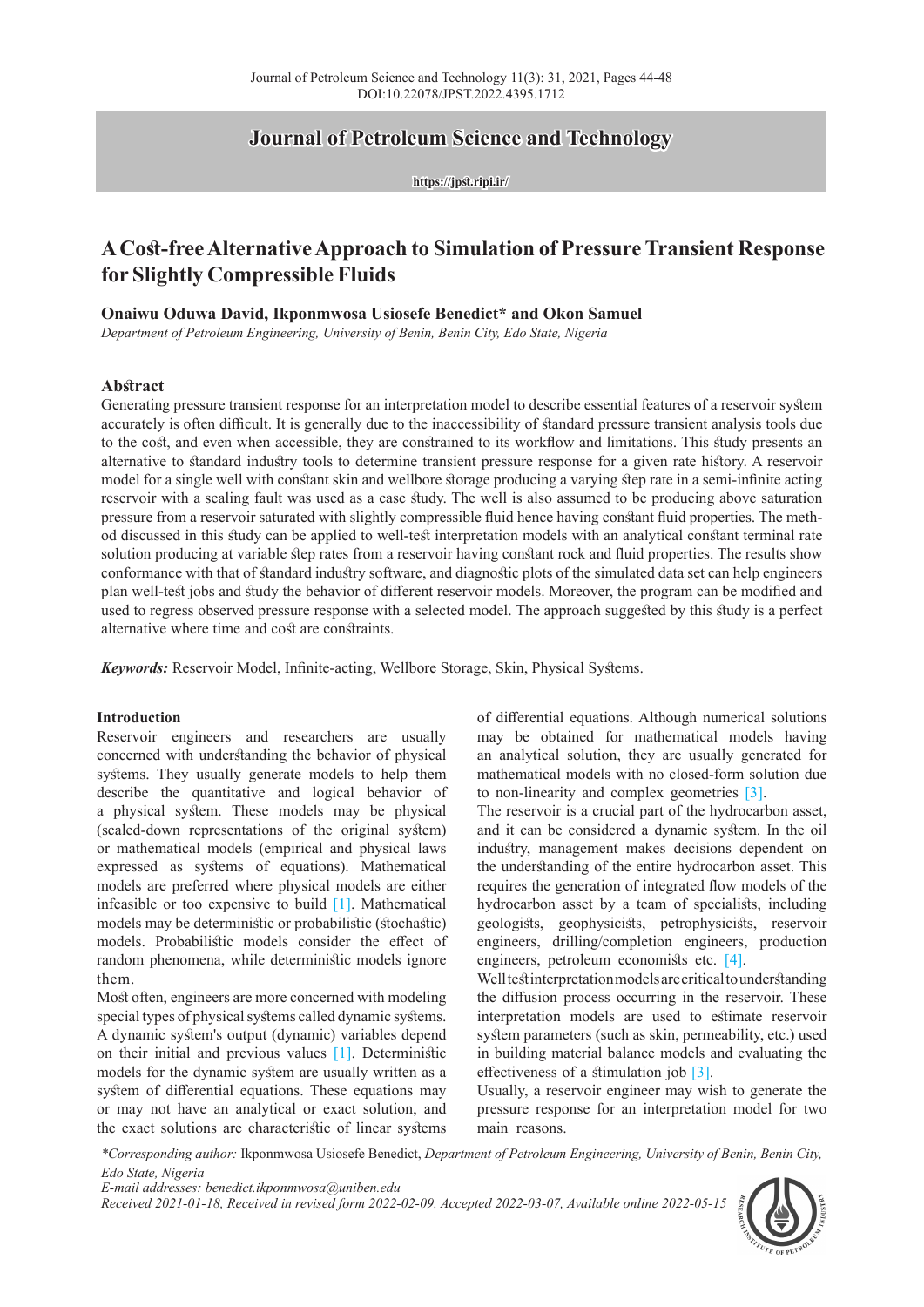# A Cost-free Alternative Approach to Simulation of Pressure Transient Response for Slightly Compressible Fluids

**Onaiwu Oduwa David, Ikponmwosa Usiosefe Benedict* and Okon Samuel**

*Department of Petroleum Engineering, University of Benin, Benin City, Edo State, Nigeria*

## Abstract

Generating pressure transient response for an interpretation model to describe essential features of a reservoir system accurately is often difficult. It is generally due to the inaccessibility of standard pressure transient analysis tools due to the cost, and even when accessible, they are constrained to its workflow and limitations. This study presents an alternative to standard industry tools to determine transient pressure response for a given rate history. A reservoir model for a single well with constant skin and wellbore storage producing a varying step rate in a semi-infinite acting reservoir with a sealing fault was used as a case study. The well is also assumed to be producing above saturation pressure from a reservoir saturated with slightly compressible fluid hence having constant fluid properties. The method discussed in this study can be applied to well-test interpretation models with an analytical constant terminal rate solution producing at variable step rates from a reservoir having constant rock and fluid properties. The results show conformance with that of standard industry software, and diagnostic plots of the simulated data set can help engineers plan well-test jobs and study the behavior of different reservoir models. Moreover, the program can be modified and used to regress observed pressure response with a selected model. The approach suggested by this study is a perfect alternative where time and cost are constraints.

***Keywords:*** Reservoir Model, Infinite-acting, Wellbore Storage, Skin, Physical Systems.

## Introduction

Reservoir engineers and researchers are usually concerned with understanding the behavior of physical systems. They usually generate models to help them describe the quantitative and logical behavior of a physical system. These models may be physical (scaled-down representations of the original system) or mathematical models (empirical and physical laws expressed as systems of equations). Mathematical models are preferred where physical models are either infeasible or too expensive to build [1]. Mathematical models may be deterministic or probabilistic (stochastic) models. Probabilistic models consider the effect of random phenomena, while deterministic models ignore them.

Most often, engineers are more concerned with modeling special types of physical systems called dynamic systems. A dynamic system's output (dynamic) variables depend on their initial and previous values [1]. Deterministic models for the dynamic system are usually written as a system of differential equations. These equations may or may not have an analytical or exact solution, and the exact solutions are characteristic of linear systems of differential equations. Although numerical solutions may be obtained for mathematical models having an analytical solution, they are usually generated for mathematical models with no closed-form solution due to non-linearity and complex geometries [3].

The reservoir is a crucial part of the hydrocarbon asset, and it can be considered a dynamic system. In the oil industry, management makes decisions dependent on the understanding of the entire hydrocarbon asset. This requires the generation of integrated flow models of the hydrocarbon asset by a team of specialists, including geologists, geophysicists, petrophysicists, reservoir engineers, drilling/completion engineers, production engineers, petroleum economists etc. [4].

Well test interpretation models are critical to understanding the diffusion process occurring in the reservoir. These interpretation models are used to estimate reservoir system parameters (such as skin, permeability, etc.) used in building material balance models and evaluating the effectiveness of a stimulation job [3].

Usually, a reservoir engineer may wish to generate the pressure response for an interpretation model for two main reasons.

*\*Corresponding author:* Ikponmwosa Usiosefe Benedict, *Department of Petroleum Engineering, University of Benin, Benin City, Edo State, Nigeria*

*E-mail addresses: benedict.ikponmwosa@uniben.edu*

*Received 2021-01-18, Received in revised form 2022-02-09, Accepted 2022-03-07, Available online 2022-05-15*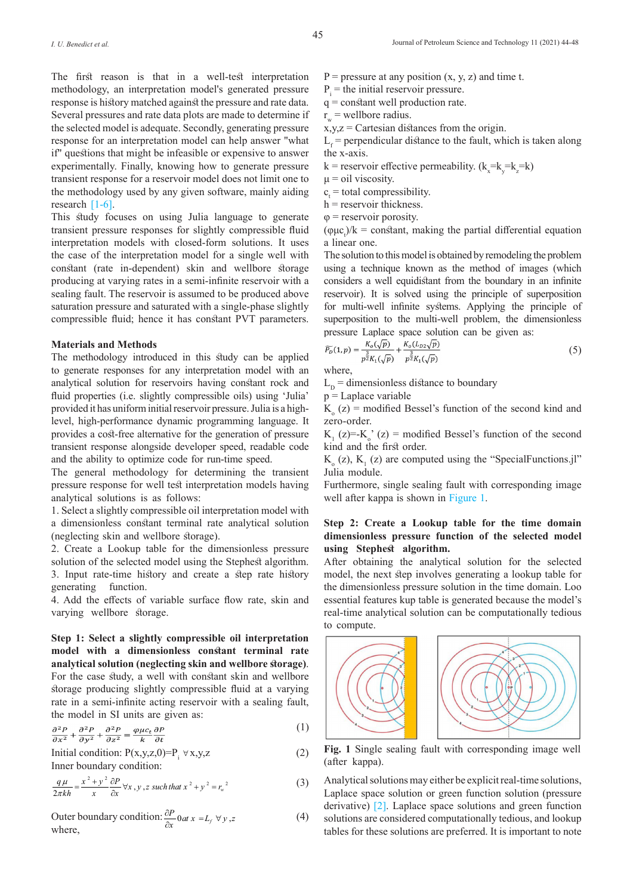The first reason is that in a well-test interpretation methodology, an interpretation model's generated pressure response is history matched against the pressure and rate data. Several pressures and rate data plots are made to determine if the selected model is adequate. Secondly, generating pressure response for an interpretation model can help answer "what if" questions that might be infeasible or expensive to answer experimentally. Finally, knowing how to generate pressure transient response for a reservoir model does not limit one to the methodology used by any given software, mainly aiding research [1-6].

This study focuses on using Julia language to generate transient pressure responses for slightly compressible fluid interpretation models with closed-form solutions. It uses the case of the interpretation model for a single well with constant (rate in-dependent) skin and wellbore storage producing at varying rates in a semi-infinite reservoir with a sealing fault. The reservoir is assumed to be produced above saturation pressure and saturated with a single-phase slightly compressible fluid; hence it has constant PVT parameters.

## Materials and Methods

The methodology introduced in this study can be applied to generate responses for any interpretation model with an analytical solution for reservoirs having constant rock and fluid properties (i.e. slightly compressible oils) using 'Julia' provided it has uniform initial reservoir pressure. Julia is a high-level, high-performance dynamic programming language. It provides a cost-free alternative for the generation of pressure transient response alongside developer speed, readable code and the ability to optimize code for run-time speed.

The general methodology for determining the transient pressure response for well test interpretation models having analytical solutions is as follows:

1. Select a slightly compressible oil interpretation model with a dimensionless constant terminal rate analytical solution (neglecting skin and wellbore storage).
2. Create a Lookup table for the dimensionless pressure solution of the selected model using the Stephest algorithm.
3. Input rate-time history and create a step rate history generating function.
4. Add the effects of variable surface flow rate, skin and varying wellbore storage.

### Step 1: Select a slightly compressible oil interpretation model with a dimensionless constant terminal rate analytical solution (neglecting skin and wellbore storage).

For the case study, a well with constant skin and wellbore storage producing slightly compressible fluid at a varying rate in a semi-infinite acting reservoir with a sealing fault, the model in SI units are given as:

$$\frac{\partial^2 P}{\partial x^2} + \frac{\partial^2 P}{\partial y^2} + \frac{\partial^2 P}{\partial z^2} = \frac{\varphi \mu c_t}{k}\frac{\partial P}{\partial t} \tag{1}$$

Initial condition: $P(x,y,z,0)=P_i \ \forall x,y,z$ (2)

Inner boundary condition:

$$\frac{q\mu}{2\pi kh} = \frac{x^2+y^2}{x}\frac{\partial P}{\partial x} \forall x,y,z \ such\ that\ x^2+y^2=r_w^2 \tag{3}$$

Outer boundary condition: $\frac{\partial P}{\partial x} 0 \ at\ x = L_f \ \forall y,z$ (4)

where,

$P$ = pressure at any position (x, y, z) and time t.

$P_i$ = the initial reservoir pressure.

$q$ = constant well production rate.

$r_w$ = wellbore radius.

x,y,z = Cartesian distances from the origin.

$L_f$ = perpendicular distance to the fault, which is taken along the x-axis.

k = reservoir effective permeability. ($k_x$=$k_y$=$k_z$=k)

μ = oil viscosity.

$c_t$ = total compressibility.

h = reservoir thickness.

φ = reservoir porosity.

$(\varphi\mu c_t)/k$ = constant, making the partial differential equation a linear one.

The solution to this model is obtained by remodeling the problem using a technique known as the method of images (which considers a well equidistant from the boundary in an infinite reservoir). It is solved using the principle of superposition for multi-well infinite systems. Applying the principle of superposition to the multi-well problem, the dimensionless pressure Laplace space solution can be given as:

$$\bar{P_D}(1,p) = \frac{K_o(\sqrt{p})}{p^{\frac{3}{2}}K_1(\sqrt{p})} + \frac{K_o(L_{D2}\sqrt{p})}{p^{\frac{3}{2}}K_1(\sqrt{p})} \tag{5}$$

where,

$L_D$ = dimensionless distance to boundary

p = Laplace variable

$K_o$ (z) = modified Bessel's function of the second kind and zero-order.

$K_1$ (z)=-$K_o$' (z) = modified Bessel's function of the second kind and the first order.

$K_o$ (z), $K_1$ (z) are computed using the "SpecialFunctions.jl" Julia module.

Furthermore, single sealing fault with corresponding image well after kappa is shown in Figure 1.

### Step 2: Create a Lookup table for the time domain dimensionless pressure function of the selected model using Stephest algorithm.

After obtaining the analytical solution for the selected model, the next step involves generating a lookup table for the dimensionless pressure solution in the time domain. Loo essential features kup table is generated because the model's real-time analytical solution can be computationally tedious to compute.

**Fig. 1** Single sealing fault with corresponding image well (after kappa).

Analytical solutions may either be explicit real-time solutions, Laplace space solution or green function solution (pressure derivative) [2]. Laplace space solutions and green function solutions are considered computationally tedious, and lookup tables for these solutions are preferred. It is important to note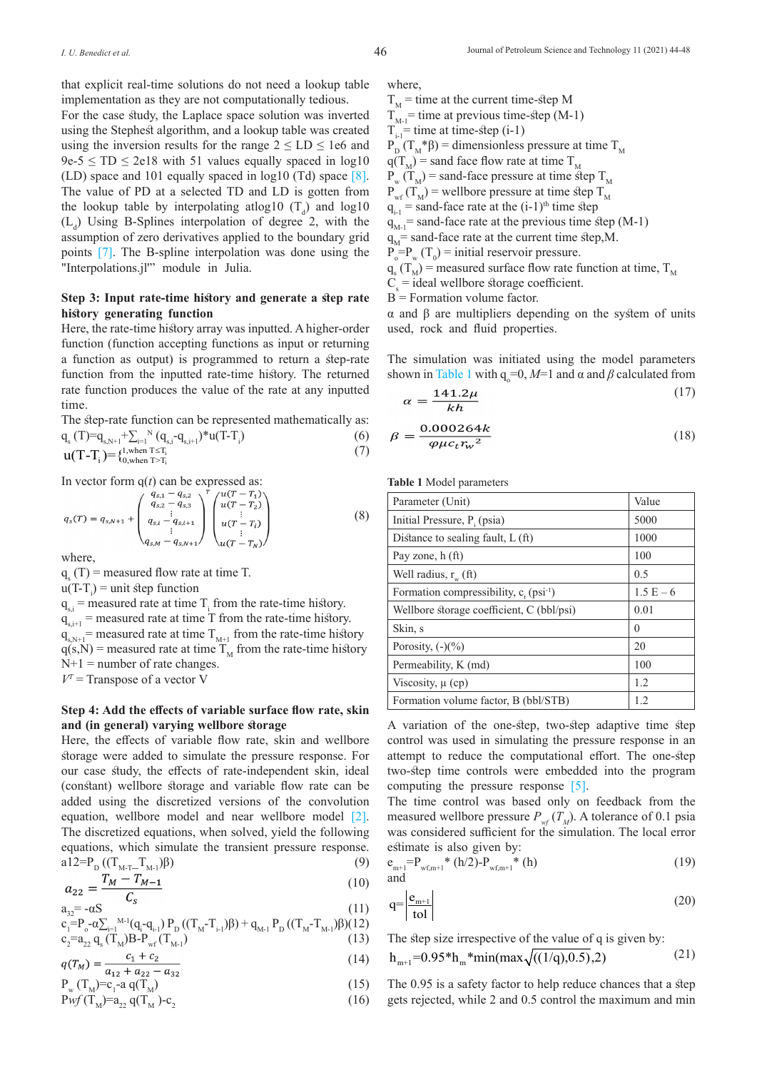that explicit real-time solutions do not need a lookup table implementation as they are not computationally tedious.

For the case study, the Laplace space solution was inverted using the Stephest algorithm, and a lookup table was created using the inversion results for the range $2 \leq LD \leq 1e6$ and $9e\text{-}5 \leq TD \leq 2e18$ with 51 values equally spaced in log10 (LD) space and 101 equally spaced in log10 (Td) space [8]. The value of PD at a selected TD and LD is gotten from the lookup table by interpolating atlog10 ($T_d$) and log10 ($L_d$) Using B-Splines interpolation of degree 2, with the assumption of zero derivatives applied to the boundary grid points [7]. The B-spline interpolation was done using the "Interpolations.jl"' module in Julia.

### Step 3: Input rate-time history and generate a step rate history generating function

Here, the rate-time history array was inputted. A higher-order function (function accepting functions as input or returning a function as output) is programmed to return a step-rate function from the inputted rate-time history. The returned rate function produces the value of the rate at any inputted time.

The step-rate function can be represented mathematically as:

$$q_s(T)=q_{s,N+1}+\sum_{i=1}^{N}(q_{s,i}-q_{s,i+1})*u(T-T_i) \quad (6)$$

$$u(T-T_i)=\begin{cases}1,\text{when } T\leq T_i\\0,\text{when } T>T_i\end{cases} \quad (7)$$

In vector form q(*t*) can be expressed as:

$$q_s(T) = q_{s,N+1} + \begin{pmatrix} q_{s,1}-q_{s,2} \\ q_{s,2}-q_{s,3} \\ \vdots \\ q_{s,i}-q_{s,i+1} \\ \vdots \\ q_{s,M}-q_{s,N+1} \end{pmatrix}^T \begin{pmatrix} u(T-T_1) \\ u(T-T_2) \\ \vdots \\ u(T-T_i) \\ \vdots \\ u(T-T_N) \end{pmatrix} \quad (8)$$

where,

$q_s(T)$ = measured flow rate at time T.

$u(T-T_i)$ = unit step function

$q_{s,i}$ = measured rate at time $T_i$ from the rate-time history.

$q_{s,i+1}$ = measured rate at time T from the rate-time history.

$q_{s,N+1}$ = measured rate at time $T_{M+1}$ from the rate-time history

$q(s,N)$ = measured rate at time $T_M$ from the rate-time history

N+1 = number of rate changes.

$V^T$ = Transpose of a vector V

### Step 4: Add the effects of variable surface flow rate, skin and (in general) varying wellbore storage

Here, the effects of variable flow rate, skin and wellbore storage were added to simulate the pressure response. For our case study, the effects of rate-independent skin, ideal (constant) wellbore storage and variable flow rate can be added using the discretized versions of the convolution equation, wellbore model and near wellbore model [2]. The discretized equations, when solved, yield the following equations, which simulate the transient pressure response.

$$a_{12}=P_D((T_M-T_{M-1})\beta) \quad (9)$$

$$a_{22} = \frac{T_M - T_{M-1}}{C_s} \quad (10)$$

$$a_{32}=-\alpha S \quad (11)$$

$$c_1=P_o-\alpha\sum_{i=1}^{M-1}(q_i-q_{i-1})P_D((T_M-T_{i-1})\beta)+q_{M-1}P_D((T_M-T_{M-1})\beta) \quad (12)$$

$$c_2=a_{22}q_s(T_M)B-P_{wf}(T_{M-1}) \quad (13)$$

$$q(T_M) = \frac{c_1 + c_2}{a_{12} + a_{22} - a_{32}} \quad (14)$$

$$P_w(T_M)=c_1-a\,q(T_M) \quad (15)$$

$$P_{wf}(T_M)=a_{22}\,q(T_M)-c_2 \quad (16)$$

where,

$T_M$ = time at the current time-step M

$T_{M-1}$ = time at previous time-step (M-1)

$T_{i-1}$ = time at time-step (i-1)

$P_D(T_M*\beta)$ = dimensionless pressure at time $T_M$

$q(T_M)$ = sand face flow rate at time $T_M$

$P_w(T_M)$ = sand-face pressure at time step $T_M$

$P_{wf}(T_M)$ = wellbore pressure at time step $T_M$

$q_{i-1}$ = sand-face rate at the (i-1)[th] time step

$q_{M-1}$ = sand-face rate at the previous time step (M-1)

$q_M$ = sand-face rate at the current time step,M.

$P_o=P_w(T_0)$ = initial reservoir pressure.

$q_s(T_M)$ = measured surface flow rate function at time, $T_M$

$C_s$ = ideal wellbore storage coefficient.

B = Formation volume factor.

α and β are multipliers depending on the system of units used, rock and fluid properties.

The simulation was initiated using the model parameters shown in Table 1 with $q_o$=0, *M*=1 and α and *β* calculated from

$$\alpha = \frac{141.2\mu}{kh} \quad (17)$$

$$\beta = \frac{0.000264k}{\varphi\mu c_t r_w^2} \quad (18)$$

**Table 1** Model parameters

| Parameter (Unit) | Value |
|---|---|
| Initial Pressure, $P_i$ (psia) | 5000 |
| Distance to sealing fault, L (ft) | 1000 |
| Pay zone, h (ft) | 100 |
| Well radius, $r_w$ (ft) | 0.5 |
| Formation compressibility, $c_t$ (psi$^{-1}$) | 1.5 E – 6 |
| Wellbore storage coefficient, C (bbl/psi) | 0.01 |
| Skin, s | 0 |
| Porosity, (-)(%) | 20 |
| Permeability, K (md) | 100 |
| Viscosity, μ (cp) | 1.2 |
| Formation volume factor, B (bbl/STB) | 1.2 |

A variation of the one-step, two-step adaptive time step control was used in simulating the pressure response in an attempt to reduce the computational effort. The one-step two-step time controls were embedded into the program computing the pressure response [5].

The time control was based only on feedback from the measured wellbore pressure $P_{wf}(T_M)$. A tolerance of 0.1 psia was considered sufficient for the simulation. The local error estimate is also given by:

$$e_{m+1}=P_{wf,m+1}^*(h/2)-P_{wf,m+1}^*(h) \quad (19)$$

and

$$q=\left|\frac{e_{m+1}}{tol}\right| \quad (20)$$

The step size irrespective of the value of q is given by:

$$h_{m+1}=0.95*h_m*\min(\max\sqrt{((1/q),0.5)},2) \quad (21)$$

The 0.95 is a safety factor to help reduce chances that a step gets rejected, while 2 and 0.5 control the maximum and min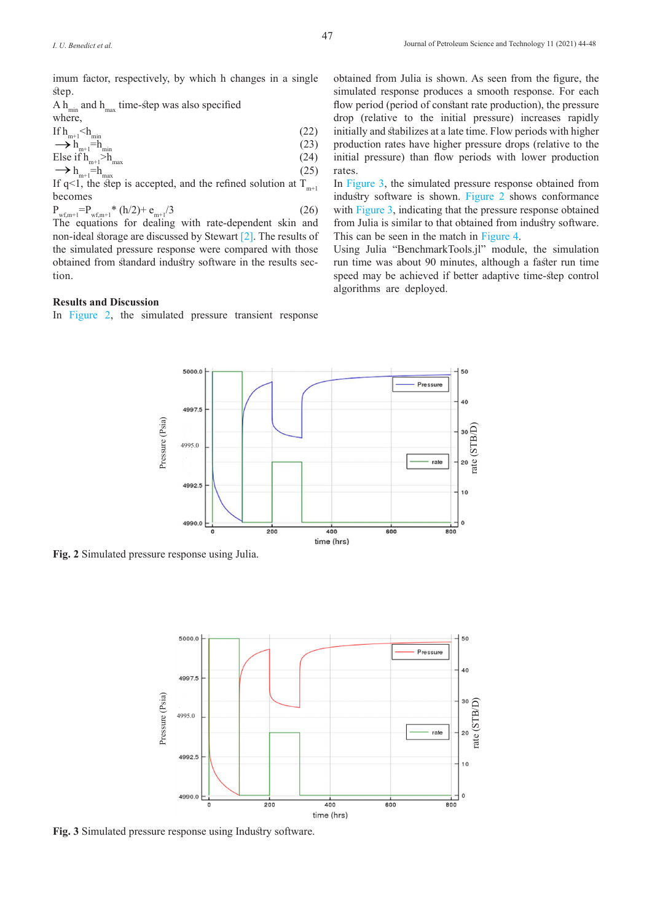imum factor, respectively, by which h changes in a single step.

A $h_{min}$ and $h_{max}$ time-step was also specified where,

If $h_{m+1}<h_{min}$ (22)

$\rightarrow h_{m+1}=h_{min}$ (23)

Else if $h_{m+1}>h_{max}$ (24)

$\rightarrow h_{m+1}=h_{max}$ (25)

If q<1, the step is accepted, and the refined solution at $T_{m+1}$ becomes

$P_{wf,m+1}=P_{wf,m+1}*(h/2)+e_{m+1}/3$ (26)

The equations for dealing with rate-dependent skin and non-ideal storage are discussed by Stewart [2]. The results of the simulated pressure response were compared with those obtained from standard industry software in the results section.

**Results and Discussion**

In Figure 2, the simulated pressure transient response obtained from Julia is shown. As seen from the figure, the simulated response produces a smooth response. For each flow period (period of constant rate production), the pressure drop (relative to the initial pressure) increases rapidly initially and stabilizes at a late time. Flow periods with higher production rates have higher pressure drops (relative to the initial pressure) than flow periods with lower production rates.

In Figure 3, the simulated pressure response obtained from industry software is shown. Figure 2 shows conformance with Figure 3, indicating that the pressure response obtained from Julia is similar to that obtained from industry software. This can be seen in the match in Figure 4.

Using Julia "BenchmarkTools.jl" module, the simulation run time was about 90 minutes, although a faster run time speed may be achieved if better adaptive time-step control algorithms are deployed.

**Fig. 2** Simulated pressure response using Julia.

**Fig. 3** Simulated pressure response using Industry software.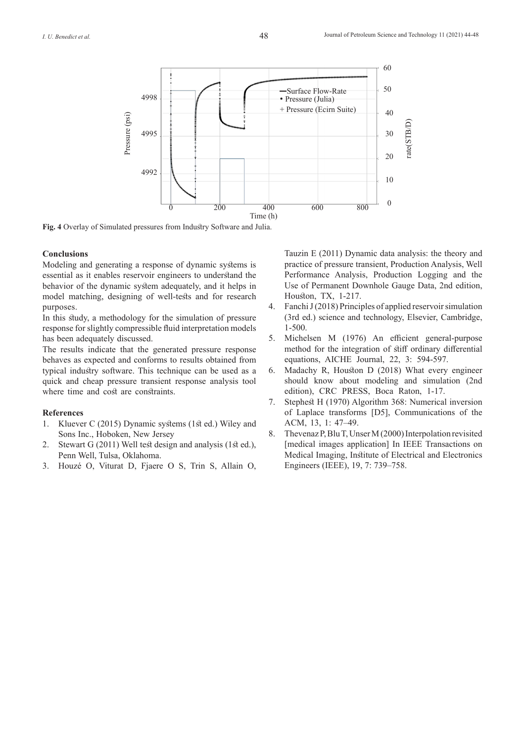Pressure (psi)

4998

4995

4992

0 200 400 600 800

Time (h)

rate(STB/D)

60 50 40 30 20 10 0

—Surface Flow-Rate

• Pressure (Julia)

+ Pressure (Ecirn Suite)

**Fig. 4** Overlay of Simulated pressures from Industry Software and Julia.

## Conclusions

Modeling and generating a response of dynamic systems is essential as it enables reservoir engineers to understand the behavior of the dynamic system adequately, and it helps in model matching, designing of well-tests and for research purposes.

In this study, a methodology for the simulation of pressure response for slightly compressible fluid interpretation models has been adequately discussed.

The results indicate that the generated pressure response behaves as expected and conforms to results obtained from typical industry software. This technique can be used as a quick and cheap pressure transient response analysis tool where time and cost are constraints.

## References

1. Kluever C (2015) Dynamic systems (1st ed.) Wiley and Sons Inc., Hoboken, New Jersey
2. Stewart G (2011) Well test design and analysis (1st ed.), Penn Well, Tulsa, Oklahoma.
3. Houzé O, Viturat D, Fjaere O S, Trin S, Allain O, Tauzin E (2011) Dynamic data analysis: the theory and practice of pressure transient, Production Analysis, Well Performance Analysis, Production Logging and the Use of Permanent Downhole Gauge Data, 2nd edition, Houston, TX, 1-217.
4. Fanchi J (2018) Principles of applied reservoir simulation (3rd ed.) science and technology, Elsevier, Cambridge, 1-500.
5. Michelsen M (1976) An efficient general-purpose method for the integration of stiff ordinary differential equations, AICHE Journal, 22, 3: 594-597.
6. Madachy R, Houston D (2018) What every engineer should know about modeling and simulation (2nd edition), CRC PRESS, Boca Raton, 1-17.
7. Stephest H (1970) Algorithm 368: Numerical inversion of Laplace transforms [D5], Communications of the ACM, 13, 1: 47–49.
8. Thevenaz P, Blu T, Unser M (2000) Interpolation revisited [medical images application] In IEEE Transactions on Medical Imaging, Institute of Electrical and Electronics Engineers (IEEE), 19, 7: 739–758.